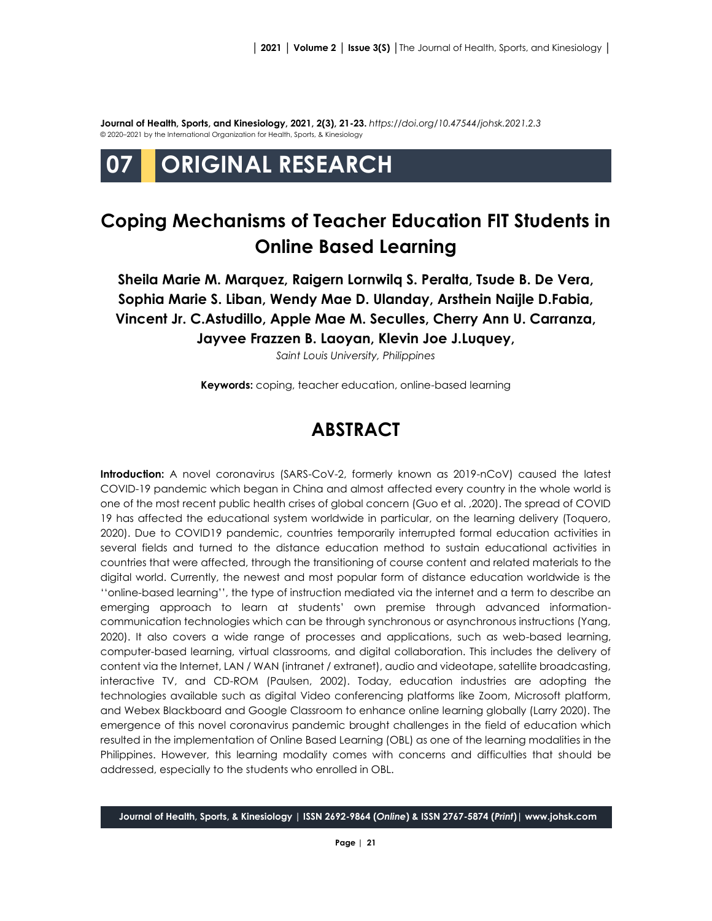**Journal of Health, Sports, and Kinesiology, 2021, 2(3), 21-23.** *https://doi.org/10.47544/johsk.2021.2.3*
© 2020–2021 by the International Organization for Health, Sports, & Kinesiology

# 07 ORIGINAL RESEARCH

# Coping Mechanisms of Teacher Education FIT Students in Online Based Learning

**Sheila Marie M. Marquez, Raigern Lornwilq S. Peralta, Tsude B. De Vera, Sophia Marie S. Liban, Wendy Mae D. Ulanday, Arsthein Naijle D.Fabia, Vincent Jr. C.Astudillo, Apple Mae M. Seculles, Cherry Ann U. Carranza, Jayvee Frazzen B. Laoyan, Klevin Joe J.Luquey,**

*Saint Louis University, Philippines*

**Keywords:** coping, teacher education, online-based learning

## ABSTRACT

**Introduction:** A novel coronavirus (SARS-CoV-2, formerly known as 2019-nCoV) caused the latest COVID-19 pandemic which began in China and almost affected every country in the whole world is one of the most recent public health crises of global concern (Guo et al. ,2020). The spread of COVID 19 has affected the educational system worldwide in particular, on the learning delivery (Toquero, 2020). Due to COVID19 pandemic, countries temporarily interrupted formal education activities in several fields and turned to the distance education method to sustain educational activities in countries that were affected, through the transitioning of course content and related materials to the digital world. Currently, the newest and most popular form of distance education worldwide is the ''online-based learning'', the type of instruction mediated via the internet and a term to describe an emerging approach to learn at students' own premise through advanced information-communication technologies which can be through synchronous or asynchronous instructions (Yang, 2020). It also covers a wide range of processes and applications, such as web-based learning, computer-based learning, virtual classrooms, and digital collaboration. This includes the delivery of content via the Internet, LAN / WAN (intranet / extranet), audio and videotape, satellite broadcasting, interactive TV, and CD-ROM (Paulsen, 2002). Today, education industries are adopting the technologies available such as digital Video conferencing platforms like Zoom, Microsoft platform, and Webex Blackboard and Google Classroom to enhance online learning globally (Larry 2020). The emergence of this novel coronavirus pandemic brought challenges in the field of education which resulted in the implementation of Online Based Learning (OBL) as one of the learning modalities in the Philippines. However, this learning modality comes with concerns and difficulties that should be addressed, especially to the students who enrolled in OBL.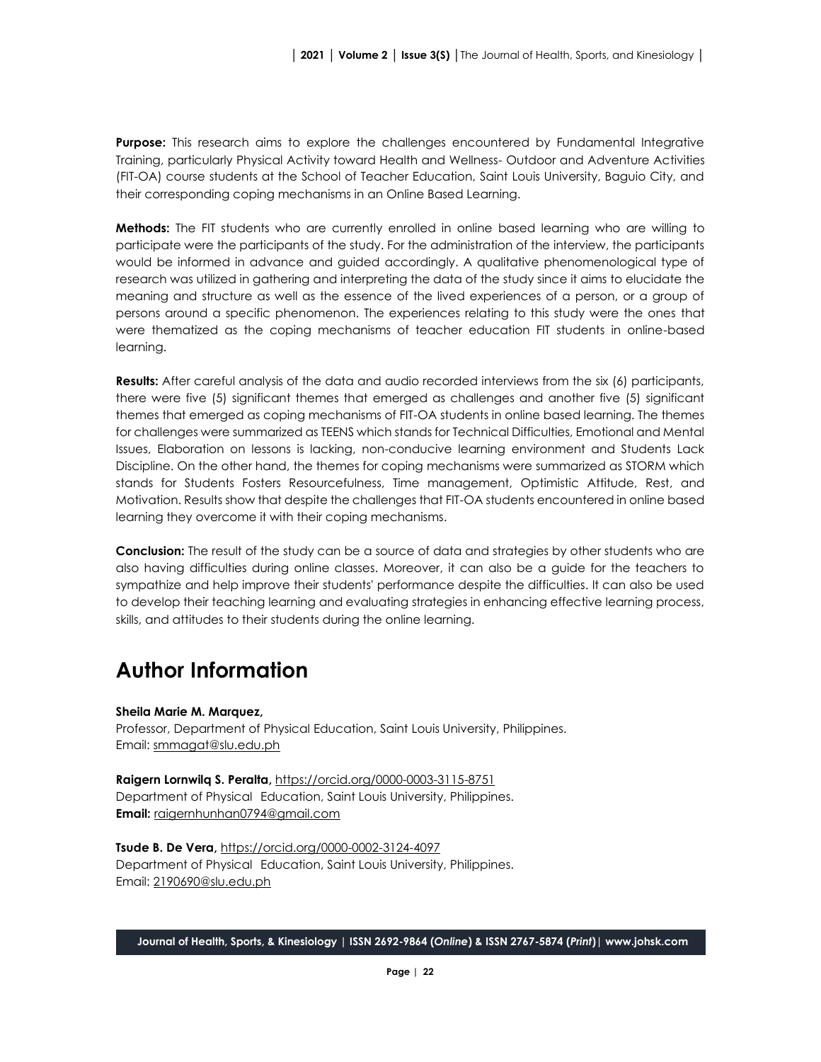**Purpose:** This research aims to explore the challenges encountered by Fundamental Integrative Training, particularly Physical Activity toward Health and Wellness- Outdoor and Adventure Activities (FIT-OA) course students at the School of Teacher Education, Saint Louis University, Baguio City, and their corresponding coping mechanisms in an Online Based Learning.

**Methods:** The FIT students who are currently enrolled in online based learning who are willing to participate were the participants of the study. For the administration of the interview, the participants would be informed in advance and guided accordingly. A qualitative phenomenological type of research was utilized in gathering and interpreting the data of the study since it aims to elucidate the meaning and structure as well as the essence of the lived experiences of a person, or a group of persons around a specific phenomenon. The experiences relating to this study were the ones that were thematized as the coping mechanisms of teacher education FIT students in online-based learning.

**Results:** After careful analysis of the data and audio recorded interviews from the six (6) participants, there were five (5) significant themes that emerged as challenges and another five (5) significant themes that emerged as coping mechanisms of FIT-OA students in online based learning. The themes for challenges were summarized as TEENS which stands for Technical Difficulties, Emotional and Mental Issues, Elaboration on lessons is lacking, non-conducive learning environment and Students Lack Discipline. On the other hand, the themes for coping mechanisms were summarized as STORM which stands for Students Fosters Resourcefulness, Time management, Optimistic Attitude, Rest, and Motivation. Results show that despite the challenges that FIT-OA students encountered in online based learning they overcome it with their coping mechanisms.

**Conclusion:** The result of the study can be a source of data and strategies by other students who are also having difficulties during online classes. Moreover, it can also be a guide for the teachers to sympathize and help improve their students' performance despite the difficulties. It can also be used to develop their teaching learning and evaluating strategies in enhancing effective learning process, skills, and attitudes to their students during the online learning.

# Author Information

**Sheila Marie M. Marquez,**
Professor, Department of Physical Education, Saint Louis University, Philippines.
Email: smmagat@slu.edu.ph

**Raigern Lornwilq S. Peralta,** https://orcid.org/0000-0003-3115-8751
Department of Physical Education, Saint Louis University, Philippines.
**Email:** raigernhunhan0794@gmail.com

**Tsude B. De Vera,** https://orcid.org/0000-0002-3124-4097
Department of Physical Education, Saint Louis University, Philippines.
Email: 2190690@slu.edu.ph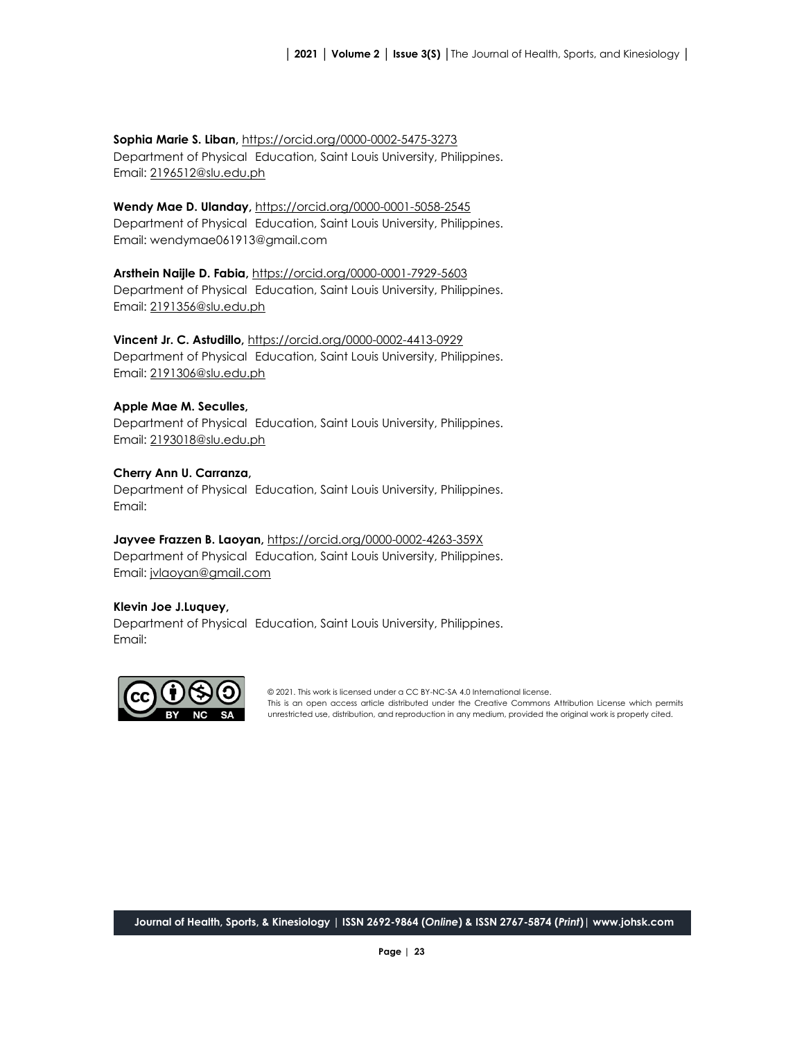**Sophia Marie S. Liban,** https://orcid.org/0000-0002-5475-3273
Department of Physical Education, Saint Louis University, Philippines.
Email: 2196512@slu.edu.ph

**Wendy Mae D. Ulanday,** https://orcid.org/0000-0001-5058-2545
Department of Physical Education, Saint Louis University, Philippines.
Email: wendymae061913@gmail.com

**Arsthein Naijle D. Fabia,** https://orcid.org/0000-0001-7929-5603
Department of Physical Education, Saint Louis University, Philippines.
Email: 2191356@slu.edu.ph

**Vincent Jr. C. Astudillo,** https://orcid.org/0000-0002-4413-0929
Department of Physical Education, Saint Louis University, Philippines.
Email: 2191306@slu.edu.ph

**Apple Mae M. Seculles,**
Department of Physical Education, Saint Louis University, Philippines.
Email: 2193018@slu.edu.ph

**Cherry Ann U. Carranza,**
Department of Physical Education, Saint Louis University, Philippines.
Email:

**Jayvee Frazzen B. Laoyan,** https://orcid.org/0000-0002-4263-359X
Department of Physical Education, Saint Louis University, Philippines.
Email: jvlaoyan@gmail.com

**Klevin Joe J.Luquey,**
Department of Physical Education, Saint Louis University, Philippines.
Email:

© 2021. This work is licensed under a CC BY-NC-SA 4.0 International license.
This is an open access article distributed under the Creative Commons Attribution License which permits unrestricted use, distribution, and reproduction in any medium, provided the original work is properly cited.